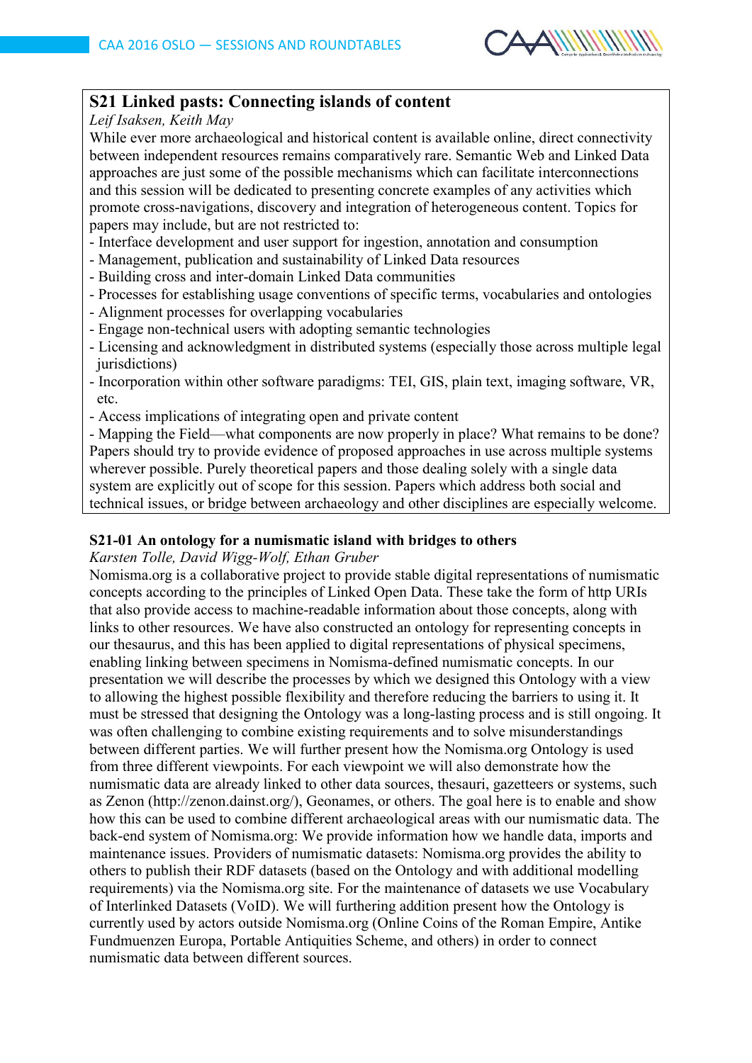## S21 Linked pasts: Connecting islands of content

*Leif Isaksen, Keith May*

While ever more archaeological and historical content is available online, direct connectivity between independent resources remains comparatively rare. Semantic Web and Linked Data approaches are just some of the possible mechanisms which can facilitate interconnections and this session will be dedicated to presenting concrete examples of any activities which promote cross-navigations, discovery and integration of heterogeneous content. Topics for papers may include, but are not restricted to:

- Interface development and user support for ingestion, annotation and consumption
- Management, publication and sustainability of Linked Data resources
- Building cross and inter-domain Linked Data communities
- Processes for establishing usage conventions of specific terms, vocabularies and ontologies
- Alignment processes for overlapping vocabularies
- Engage non-technical users with adopting semantic technologies
- Licensing and acknowledgment in distributed systems (especially those across multiple legal jurisdictions)
- Incorporation within other software paradigms: TEI, GIS, plain text, imaging software, VR, etc.
- Access implications of integrating open and private content
- Mapping the Field—what components are now properly in place? What remains to be done?

Papers should try to provide evidence of proposed approaches in use across multiple systems wherever possible. Purely theoretical papers and those dealing solely with a single data system are explicitly out of scope for this session. Papers which address both social and technical issues, or bridge between archaeology and other disciplines are especially welcome.

### S21-01 An ontology for a numismatic island with bridges to others

*Karsten Tolle, David Wigg-Wolf, Ethan Gruber*

Nomisma.org is a collaborative project to provide stable digital representations of numismatic concepts according to the principles of Linked Open Data. These take the form of http URIs that also provide access to machine-readable information about those concepts, along with links to other resources. We have also constructed an ontology for representing concepts in our thesaurus, and this has been applied to digital representations of physical specimens, enabling linking between specimens in Nomisma-defined numismatic concepts. In our presentation we will describe the processes by which we designed this Ontology with a view to allowing the highest possible flexibility and therefore reducing the barriers to using it. It must be stressed that designing the Ontology was a long-lasting process and is still ongoing. It was often challenging to combine existing requirements and to solve misunderstandings between different parties. We will further present how the Nomisma.org Ontology is used from three different viewpoints. For each viewpoint we will also demonstrate how the numismatic data are already linked to other data sources, thesauri, gazetteers or systems, such as Zenon (http://zenon.dainst.org/), Geonames, or others. The goal here is to enable and show how this can be used to combine different archaeological areas with our numismatic data. The back-end system of Nomisma.org: We provide information how we handle data, imports and maintenance issues. Providers of numismatic datasets: Nomisma.org provides the ability to others to publish their RDF datasets (based on the Ontology and with additional modelling requirements) via the Nomisma.org site. For the maintenance of datasets we use Vocabulary of Interlinked Datasets (VoID). We will furthering addition present how the Ontology is currently used by actors outside Nomisma.org (Online Coins of the Roman Empire, Antike Fundmuenzen Europa, Portable Antiquities Scheme, and others) in order to connect numismatic data between different sources.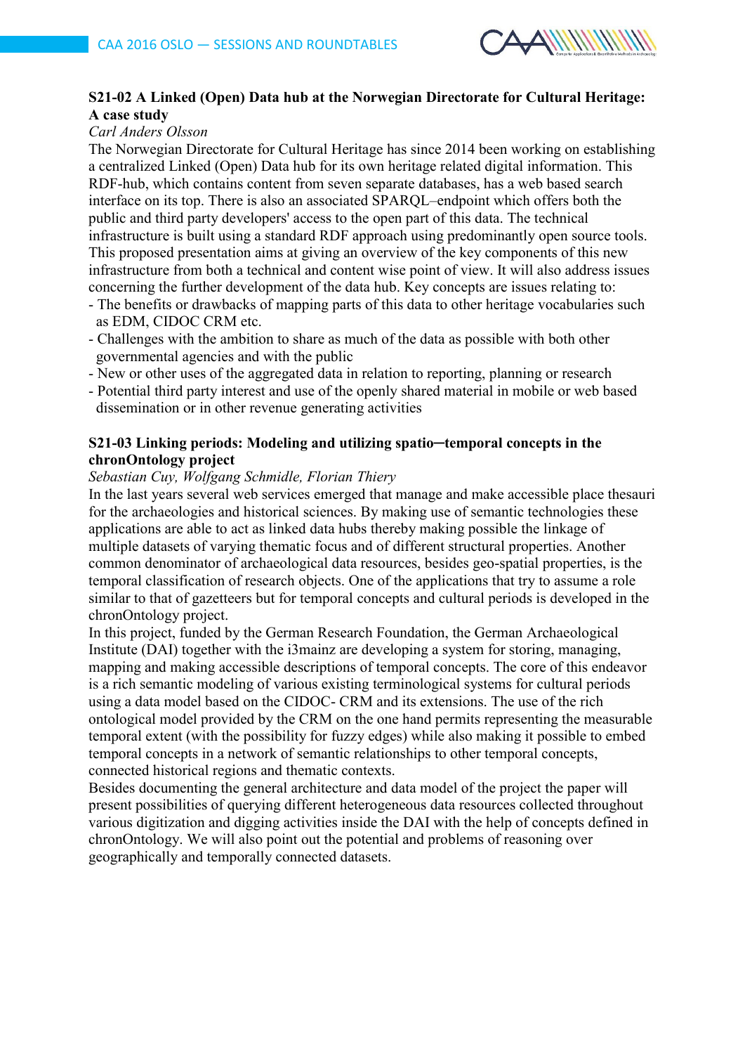### S21-02 A Linked (Open) Data hub at the Norwegian Directorate for Cultural Heritage: A case study

*Carl Anders Olsson*

The Norwegian Directorate for Cultural Heritage has since 2014 been working on establishing a centralized Linked (Open) Data hub for its own heritage related digital information. This RDF-hub, which contains content from seven separate databases, has a web based search interface on its top. There is also an associated SPARQL–endpoint which offers both the public and third party developers' access to the open part of this data. The technical infrastructure is built using a standard RDF approach using predominantly open source tools. This proposed presentation aims at giving an overview of the key components of this new infrastructure from both a technical and content wise point of view. It will also address issues concerning the further development of the data hub. Key concepts are issues relating to:

- The benefits or drawbacks of mapping parts of this data to other heritage vocabularies such as EDM, CIDOC CRM etc.
- Challenges with the ambition to share as much of the data as possible with both other governmental agencies and with the public
- New or other uses of the aggregated data in relation to reporting, planning or research
- Potential third party interest and use of the openly shared material in mobile or web based dissemination or in other revenue generating activities

### S21-03 Linking periods: Modeling and utilizing spatio–temporal concepts in the chronOntology project

*Sebastian Cuy, Wolfgang Schmidle, Florian Thiery*

In the last years several web services emerged that manage and make accessible place thesauri for the archaeologies and historical sciences. By making use of semantic technologies these applications are able to act as linked data hubs thereby making possible the linkage of multiple datasets of varying thematic focus and of different structural properties. Another common denominator of archaeological data resources, besides geo-spatial properties, is the temporal classification of research objects. One of the applications that try to assume a role similar to that of gazetteers but for temporal concepts and cultural periods is developed in the chronOntology project.

In this project, funded by the German Research Foundation, the German Archaeological Institute (DAI) together with the i3mainz are developing a system for storing, managing, mapping and making accessible descriptions of temporal concepts. The core of this endeavor is a rich semantic modeling of various existing terminological systems for cultural periods using a data model based on the CIDOC- CRM and its extensions. The use of the rich ontological model provided by the CRM on the one hand permits representing the measurable temporal extent (with the possibility for fuzzy edges) while also making it possible to embed temporal concepts in a network of semantic relationships to other temporal concepts, connected historical regions and thematic contexts.

Besides documenting the general architecture and data model of the project the paper will present possibilities of querying different heterogeneous data resources collected throughout various digitization and digging activities inside the DAI with the help of concepts defined in chronOntology. We will also point out the potential and problems of reasoning over geographically and temporally connected datasets.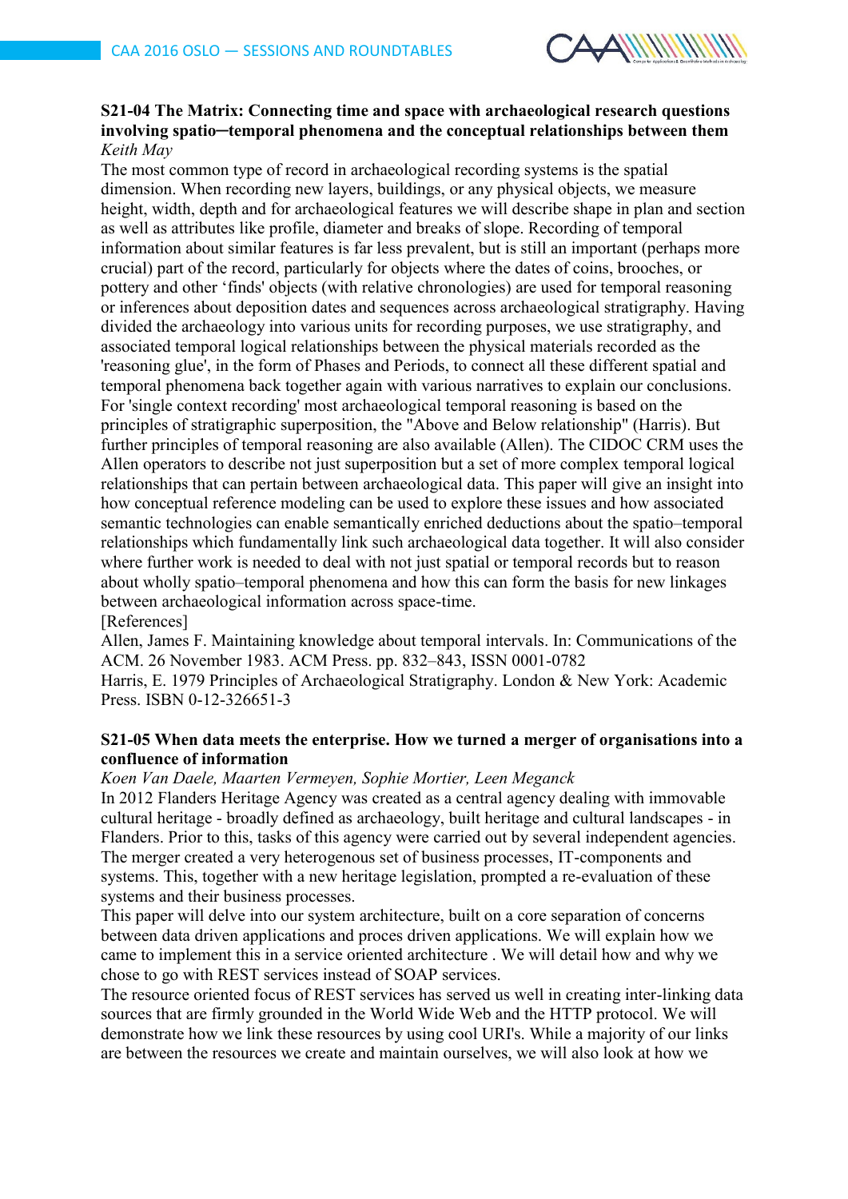### S21-04 The Matrix: Connecting time and space with archaeological research questions involving spatio–temporal phenomena and the conceptual relationships between them

*Keith May*

The most common type of record in archaeological recording systems is the spatial dimension. When recording new layers, buildings, or any physical objects, we measure height, width, depth and for archaeological features we will describe shape in plan and section as well as attributes like profile, diameter and breaks of slope. Recording of temporal information about similar features is far less prevalent, but is still an important (perhaps more crucial) part of the record, particularly for objects where the dates of coins, brooches, or pottery and other 'finds' objects (with relative chronologies) are used for temporal reasoning or inferences about deposition dates and sequences across archaeological stratigraphy. Having divided the archaeology into various units for recording purposes, we use stratigraphy, and associated temporal logical relationships between the physical materials recorded as the 'reasoning glue', in the form of Phases and Periods, to connect all these different spatial and temporal phenomena back together again with various narratives to explain our conclusions. For 'single context recording' most archaeological temporal reasoning is based on the principles of stratigraphic superposition, the "Above and Below relationship" (Harris). But further principles of temporal reasoning are also available (Allen). The CIDOC CRM uses the Allen operators to describe not just superposition but a set of more complex temporal logical relationships that can pertain between archaeological data. This paper will give an insight into how conceptual reference modeling can be used to explore these issues and how associated semantic technologies can enable semantically enriched deductions about the spatio–temporal relationships which fundamentally link such archaeological data together. It will also consider where further work is needed to deal with not just spatial or temporal records but to reason about wholly spatio–temporal phenomena and how this can form the basis for new linkages between archaeological information across space-time.

[References]

Allen, James F. Maintaining knowledge about temporal intervals. In: Communications of the ACM. 26 November 1983. ACM Press. pp. 832–843, ISSN 0001-0782

Harris, E. 1979 Principles of Archaeological Stratigraphy. London & New York: Academic Press. ISBN 0-12-326651-3

### S21-05 When data meets the enterprise. How we turned a merger of organisations into a confluence of information

*Koen Van Daele, Maarten Vermeyen, Sophie Mortier, Leen Meganck*

In 2012 Flanders Heritage Agency was created as a central agency dealing with immovable cultural heritage - broadly defined as archaeology, built heritage and cultural landscapes - in Flanders. Prior to this, tasks of this agency were carried out by several independent agencies. The merger created a very heterogenous set of business processes, IT-components and systems. This, together with a new heritage legislation, prompted a re-evaluation of these systems and their business processes.

This paper will delve into our system architecture, built on a core separation of concerns between data driven applications and proces driven applications. We will explain how we came to implement this in a service oriented architecture . We will detail how and why we chose to go with REST services instead of SOAP services.

The resource oriented focus of REST services has served us well in creating inter-linking data sources that are firmly grounded in the World Wide Web and the HTTP protocol. We will demonstrate how we link these resources by using cool URI's. While a majority of our links are between the resources we create and maintain ourselves, we will also look at how we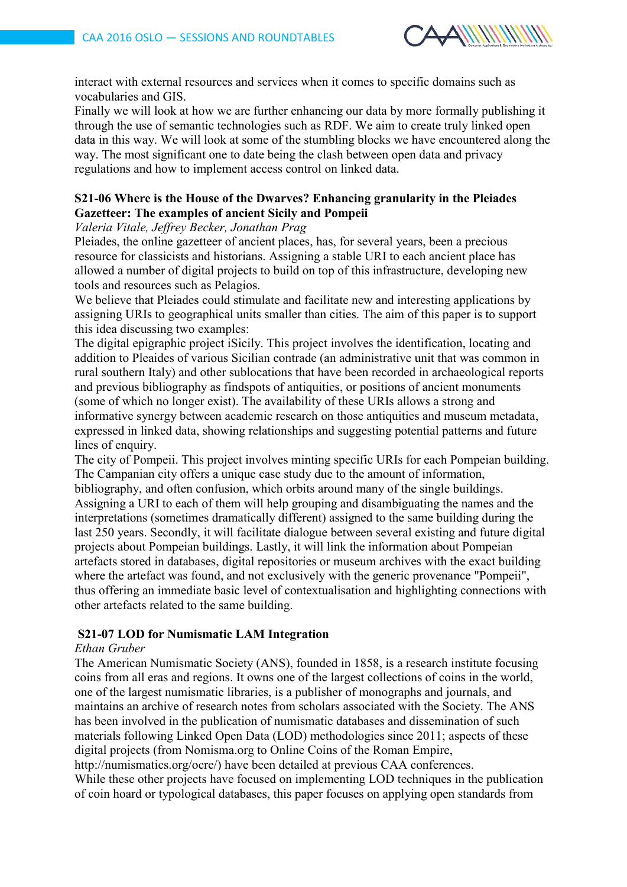interact with external resources and services when it comes to specific domains such as vocabularies and GIS.
Finally we will look at how we are further enhancing our data by more formally publishing it through the use of semantic technologies such as RDF. We aim to create truly linked open data in this way. We will look at some of the stumbling blocks we have encountered along the way. The most significant one to date being the clash between open data and privacy regulations and how to implement access control on linked data.

### S21-06 Where is the House of the Dwarves? Enhancing granularity in the Pleiades Gazetteer: The examples of ancient Sicily and Pompeii

*Valeria Vitale, Jeffrey Becker, Jonathan Prag*

Pleiades, the online gazetteer of ancient places, has, for several years, been a precious resource for classicists and historians. Assigning a stable URI to each ancient place has allowed a number of digital projects to build on top of this infrastructure, developing new tools and resources such as Pelagios.
We believe that Pleiades could stimulate and facilitate new and interesting applications by assigning URIs to geographical units smaller than cities. The aim of this paper is to support this idea discussing two examples:
The digital epigraphic project iSicily. This project involves the identification, locating and addition to Pleaides of various Sicilian contrade (an administrative unit that was common in rural southern Italy) and other sublocations that have been recorded in archaeological reports and previous bibliography as findspots of antiquities, or positions of ancient monuments (some of which no longer exist). The availability of these URIs allows a strong and informative synergy between academic research on those antiquities and museum metadata, expressed in linked data, showing relationships and suggesting potential patterns and future lines of enquiry.
The city of Pompeii. This project involves minting specific URIs for each Pompeian building. The Campanian city offers a unique case study due to the amount of information, bibliography, and often confusion, which orbits around many of the single buildings. Assigning a URI to each of them will help grouping and disambiguating the names and the interpretations (sometimes dramatically different) assigned to the same building during the last 250 years. Secondly, it will facilitate dialogue between several existing and future digital projects about Pompeian buildings. Lastly, it will link the information about Pompeian artefacts stored in databases, digital repositories or museum archives with the exact building where the artefact was found, and not exclusively with the generic provenance "Pompeii", thus offering an immediate basic level of contextualisation and highlighting connections with other artefacts related to the same building.

### S21-07 LOD for Numismatic LAM Integration

*Ethan Gruber*

The American Numismatic Society (ANS), founded in 1858, is a research institute focusing coins from all eras and regions. It owns one of the largest collections of coins in the world, one of the largest numismatic libraries, is a publisher of monographs and journals, and maintains an archive of research notes from scholars associated with the Society. The ANS has been involved in the publication of numismatic databases and dissemination of such materials following Linked Open Data (LOD) methodologies since 2011; aspects of these digital projects (from Nomisma.org to Online Coins of the Roman Empire, http://numismatics.org/ocre/) have been detailed at previous CAA conferences.
While these other projects have focused on implementing LOD techniques in the publication of coin hoard or typological databases, this paper focuses on applying open standards from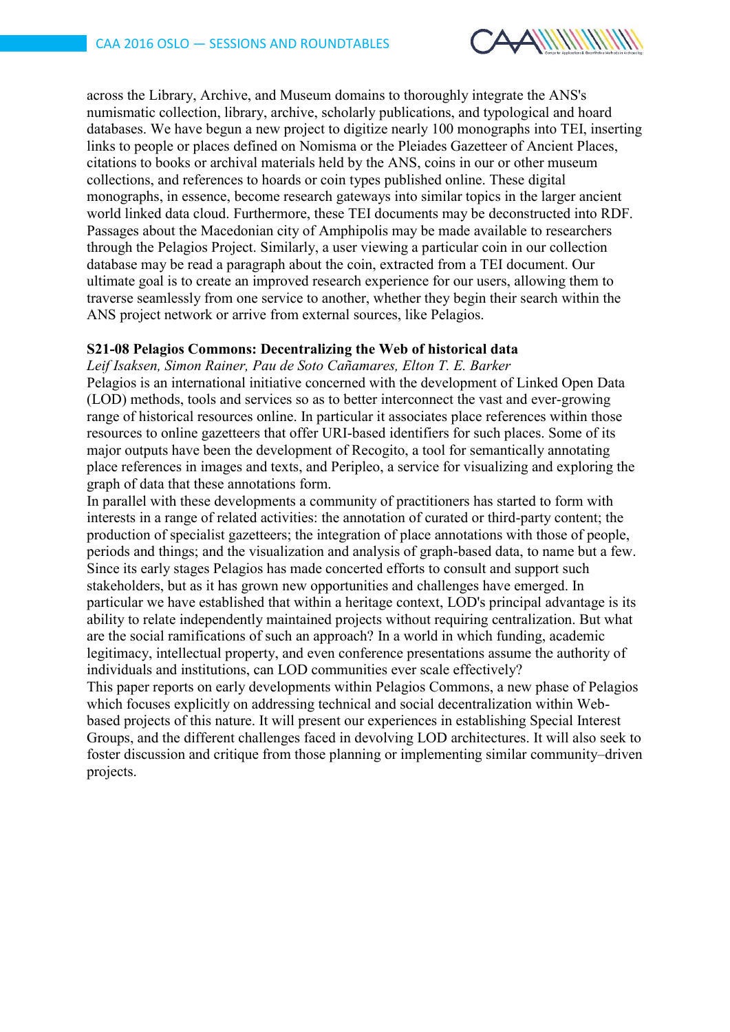across the Library, Archive, and Museum domains to thoroughly integrate the ANS's numismatic collection, library, archive, scholarly publications, and typological and hoard databases. We have begun a new project to digitize nearly 100 monographs into TEI, inserting links to people or places defined on Nomisma or the Pleiades Gazetteer of Ancient Places, citations to books or archival materials held by the ANS, coins in our or other museum collections, and references to hoards or coin types published online. These digital monographs, in essence, become research gateways into similar topics in the larger ancient world linked data cloud. Furthermore, these TEI documents may be deconstructed into RDF. Passages about the Macedonian city of Amphipolis may be made available to researchers through the Pelagios Project. Similarly, a user viewing a particular coin in our collection database may be read a paragraph about the coin, extracted from a TEI document. Our ultimate goal is to create an improved research experience for our users, allowing them to traverse seamlessly from one service to another, whether they begin their search within the ANS project network or arrive from external sources, like Pelagios.

**S21-08 Pelagios Commons: Decentralizing the Web of historical data**

*Leif Isaksen, Simon Rainer, Pau de Soto Cañamares, Elton T. E. Barker*

Pelagios is an international initiative concerned with the development of Linked Open Data (LOD) methods, tools and services so as to better interconnect the vast and ever-growing range of historical resources online. In particular it associates place references within those resources to online gazetteers that offer URI-based identifiers for such places. Some of its major outputs have been the development of Recogito, a tool for semantically annotating place references in images and texts, and Peripleo, a service for visualizing and exploring the graph of data that these annotations form.

In parallel with these developments a community of practitioners has started to form with interests in a range of related activities: the annotation of curated or third-party content; the production of specialist gazetteers; the integration of place annotations with those of people, periods and things; and the visualization and analysis of graph-based data, to name but a few. Since its early stages Pelagios has made concerted efforts to consult and support such stakeholders, but as it has grown new opportunities and challenges have emerged. In particular we have established that within a heritage context, LOD's principal advantage is its ability to relate independently maintained projects without requiring centralization. But what are the social ramifications of such an approach? In a world in which funding, academic legitimacy, intellectual property, and even conference presentations assume the authority of individuals and institutions, can LOD communities ever scale effectively?

This paper reports on early developments within Pelagios Commons, a new phase of Pelagios which focuses explicitly on addressing technical and social decentralization within Web-based projects of this nature. It will present our experiences in establishing Special Interest Groups, and the different challenges faced in devolving LOD architectures. It will also seek to foster discussion and critique from those planning or implementing similar community–driven projects.